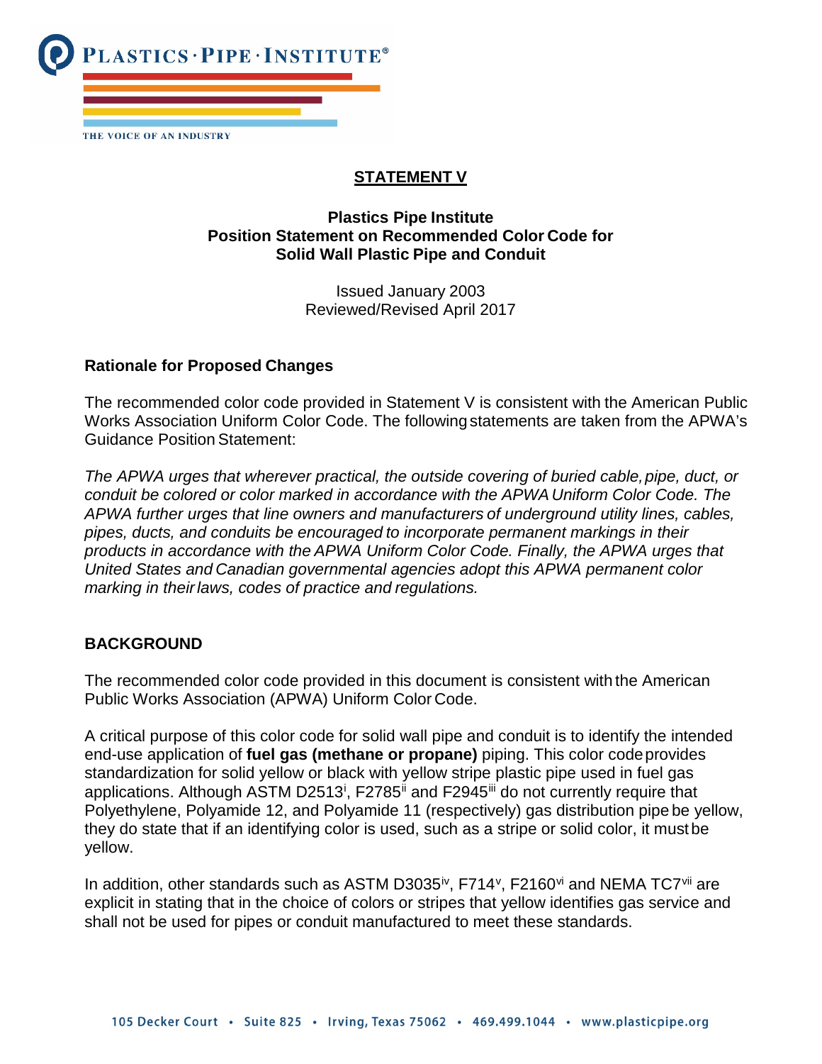# STATEMENT V

## Plastics Pipe Institute
## Position Statement on Recommended Color Code for Solid Wall Plastic Pipe and Conduit

Issued January 2003
Reviewed/Revised April 2017

### Rationale for Proposed Changes

The recommended color code provided in Statement V is consistent with the American Public Works Association Uniform Color Code. The following statements are taken from the APWA's Guidance Position Statement:

*The APWA urges that wherever practical, the outside covering of buried cable, pipe, duct, or conduit be colored or color marked in accordance with the APWA Uniform Color Code. The APWA further urges that line owners and manufacturers of underground utility lines, cables, pipes, ducts, and conduits be encouraged to incorporate permanent markings in their products in accordance with the APWA Uniform Color Code. Finally, the APWA urges that United States and Canadian governmental agencies adopt this APWA permanent color marking in their laws, codes of practice and regulations.*

### BACKGROUND

The recommended color code provided in this document is consistent with the American Public Works Association (APWA) Uniform Color Code.

A critical purpose of this color code for solid wall pipe and conduit is to identify the intended end-use application of **fuel gas (methane or propane)** piping. This color code provides standardization for solid yellow or black with yellow stripe plastic pipe used in fuel gas applications. Although ASTM D2513[i], F2785[ii] and F2945[iii] do not currently require that Polyethylene, Polyamide 12, and Polyamide 11 (respectively) gas distribution pipe be yellow, they do state that if an identifying color is used, such as a stripe or solid color, it must be yellow.

In addition, other standards such as ASTM D3035[iv], F714[v], F2160[vi] and NEMA TC7[vii] are explicit in stating that in the choice of colors or stripes that yellow identifies gas service and shall not be used for pipes or conduit manufactured to meet these standards.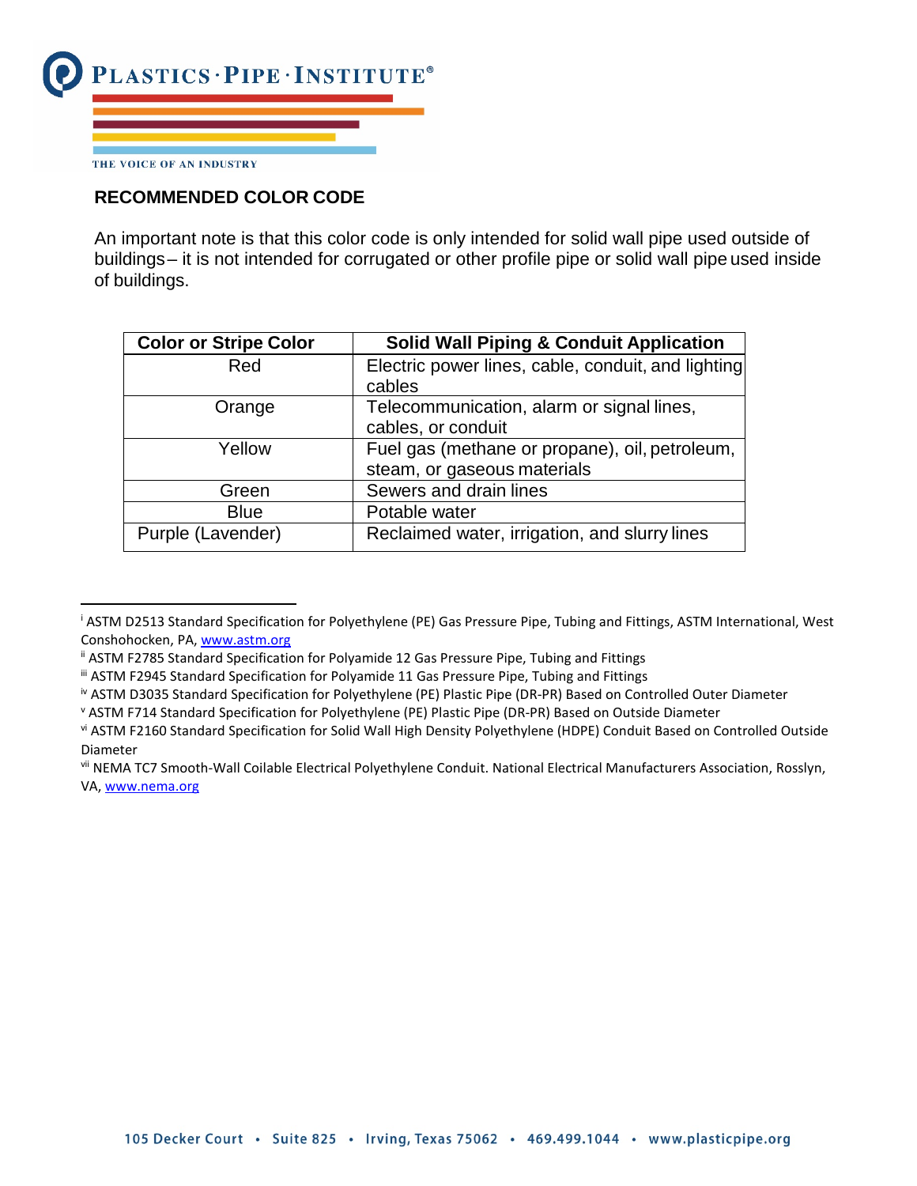## RECOMMENDED COLOR CODE

An important note is that this color code is only intended for solid wall pipe used outside of buildings – it is not intended for corrugated or other profile pipe or solid wall pipe used inside of buildings.

| Color or Stripe Color | Solid Wall Piping & Conduit Application |
|---|---|
| Red | Electric power lines, cable, conduit, and lighting cables |
| Orange | Telecommunication, alarm or signal lines, cables, or conduit |
| Yellow | Fuel gas (methane or propane), oil, petroleum, steam, or gaseous materials |
| Green | Sewers and drain lines |
| Blue | Potable water |
| Purple (Lavender) | Reclaimed water, irrigation, and slurry lines |

---

[i] ASTM D2513 Standard Specification for Polyethylene (PE) Gas Pressure Pipe, Tubing and Fittings, ASTM International, West Conshohocken, PA, www.astm.org

[ii] ASTM F2785 Standard Specification for Polyamide 12 Gas Pressure Pipe, Tubing and Fittings

[iii] ASTM F2945 Standard Specification for Polyamide 11 Gas Pressure Pipe, Tubing and Fittings

[iv] ASTM D3035 Standard Specification for Polyethylene (PE) Plastic Pipe (DR-PR) Based on Controlled Outer Diameter

[v] ASTM F714 Standard Specification for Polyethylene (PE) Plastic Pipe (DR-PR) Based on Outside Diameter

[vi] ASTM F2160 Standard Specification for Solid Wall High Density Polyethylene (HDPE) Conduit Based on Controlled Outside Diameter

[vii] NEMA TC7 Smooth-Wall Coilable Electrical Polyethylene Conduit. National Electrical Manufacturers Association, Rosslyn, VA, www.nema.org